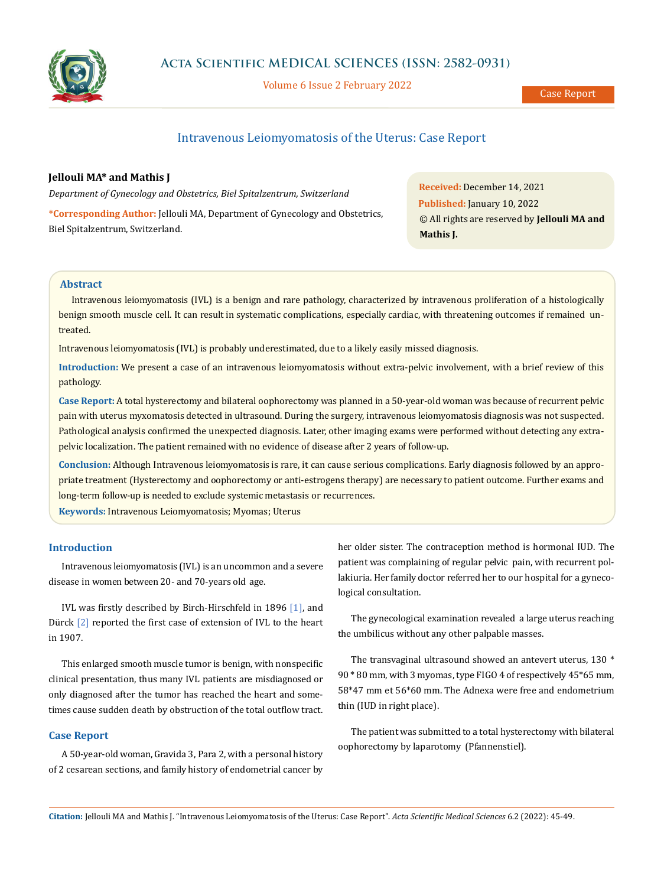# Intravenous Leiomyomatosis of the Uterus: Case Report

**Jellouli MA* and Mathis J**

*Department of Gynecology and Obstetrics, Biel Spitalzentrum, Switzerland*

***Corresponding Author:** Jellouli MA, Department of Gynecology and Obstetrics, Biel Spitalzentrum, Switzerland.

**Received:** December 14, 2021
**Published:** January 10, 2022
© All rights are reserved by **Jellouli MA and Mathis J.**

## Abstract

Intravenous leiomyomatosis (IVL) is a benign and rare pathology, characterized by intravenous proliferation of a histologically benign smooth muscle cell. It can result in systematic complications, especially cardiac, with threatening outcomes if remained untreated.

Intravenous leiomyomatosis (IVL) is probably underestimated, due to a likely easily missed diagnosis.

**Introduction:** We present a case of an intravenous leiomyomatosis without extra-pelvic involvement, with a brief review of this pathology.

**Case Report:** A total hysterectomy and bilateral oophorectomy was planned in a 50-year-old woman was because of recurrent pelvic pain with uterus myxomatosis detected in ultrasound. During the surgery, intravenous leiomyomatosis diagnosis was not suspected. Pathological analysis confirmed the unexpected diagnosis. Later, other imaging exams were performed without detecting any extra-pelvic localization. The patient remained with no evidence of disease after 2 years of follow-up.

**Conclusion:** Although Intravenous leiomyomatosis is rare, it can cause serious complications. Early diagnosis followed by an appropriate treatment (Hysterectomy and oophorectomy or anti-estrogens therapy) are necessary to patient outcome. Further exams and long-term follow-up is needed to exclude systemic metastasis or recurrences.

**Keywords:** Intravenous Leiomyomatosis; Myomas; Uterus

## Introduction

Intravenous leiomyomatosis (IVL) is an uncommon and a severe disease in women between 20- and 70-years old age.

IVL was firstly described by Birch-Hirschfeld in 1896 [1], and Dürck [2] reported the first case of extension of IVL to the heart in 1907.

This enlarged smooth muscle tumor is benign, with nonspecific clinical presentation, thus many IVL patients are misdiagnosed or only diagnosed after the tumor has reached the heart and sometimes cause sudden death by obstruction of the total outflow tract.

## Case Report

A 50-year-old woman, Gravida 3, Para 2, with a personal history of 2 cesarean sections, and family history of endometrial cancer by her older sister. The contraception method is hormonal IUD. The patient was complaining of regular pelvic pain, with recurrent pollakiuria. Her family doctor referred her to our hospital for a gynecological consultation.

The gynecological examination revealed a large uterus reaching the umbilicus without any other palpable masses.

The transvaginal ultrasound showed an antevert uterus, 130 * 90 * 80 mm, with 3 myomas, type FIGO 4 of respectively 45*65 mm, 58*47 mm et 56*60 mm. The Adnexa were free and endometrium thin (IUD in right place).

The patient was submitted to a total hysterectomy with bilateral oophorectomy by laparotomy (Pfannenstiel).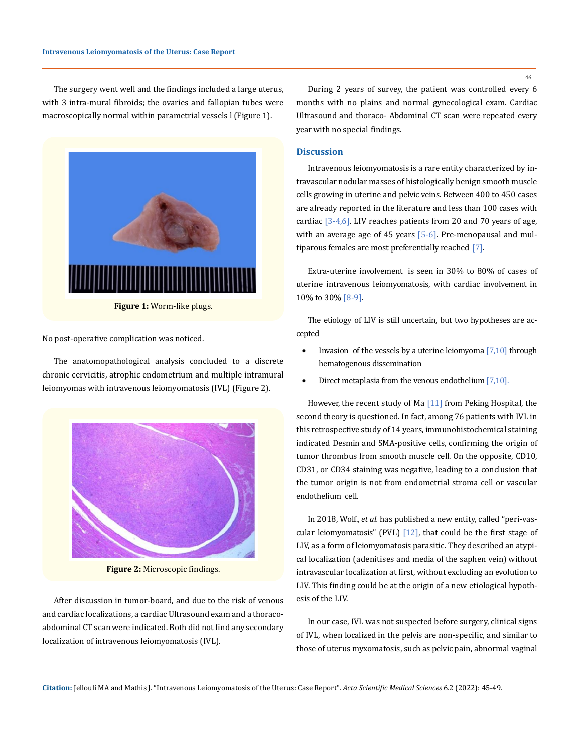The surgery went well and the findings included a large uterus, with 3 intra-mural fibroids; the ovaries and fallopian tubes were macroscopically normal within parametrial vessels l (Figure 1).

**Figure 1:** Worm-like plugs.

No post-operative complication was noticed.

The anatomopathological analysis concluded to a discrete chronic cervicitis, atrophic endometrium and multiple intramural leiomyomas with intravenous leiomyomatosis (IVL) (Figure 2).

**Figure 2:** Microscopic findings.

After discussion in tumor-board, and due to the risk of venous and cardiac localizations, a cardiac Ultrasound exam and a thoraco-abdominal CT scan were indicated. Both did not find any secondary localization of intravenous leiomyomatosis (IVL).

During 2 years of survey, the patient was controlled every 6 months with no plains and normal gynecological exam. Cardiac Ultrasound and thoraco- Abdominal CT scan were repeated every year with no special findings.

## Discussion

Intravenous leiomyomatosis is a rare entity characterized by intravascular nodular masses of histologically benign smooth muscle cells growing in uterine and pelvic veins. Between 400 to 450 cases are already reported in the literature and less than 100 cases with cardiac [3-4,6]. LIV reaches patients from 20 and 70 years of age, with an average age of 45 years [5-6]. Pre-menopausal and multiparous females are most preferentially reached [7].

Extra-uterine involvement is seen in 30% to 80% of cases of uterine intravenous leiomyomatosis, with cardiac involvement in 10% to 30% [8-9].

The etiology of LIV is still uncertain, but two hypotheses are accepted

- Invasion of the vessels by a uterine leiomyoma [7,10] through hematogenous dissemination
- Direct metaplasia from the venous endothelium [7,10].

However, the recent study of Ma [11] from Peking Hospital, the second theory is questioned. In fact, among 76 patients with IVL in this retrospective study of 14 years, immunohistochemical staining indicated Desmin and SMA-positive cells, confirming the origin of tumor thrombus from smooth muscle cell. On the opposite, CD10, CD31, or CD34 staining was negative, leading to a conclusion that the tumor origin is not from endometrial stroma cell or vascular endothelium cell.

In 2018, Wolf., *et al.* has published a new entity, called "peri-vascular leiomyomatosis" (PVL) [12], that could be the first stage of LIV, as a form of leiomyomatosis parasitic. They described an atypical localization (adenitises and media of the saphen vein) without intravascular localization at first, without excluding an evolution to LIV. This finding could be at the origin of a new etiological hypothesis of the LIV.

In our case, IVL was not suspected before surgery, clinical signs of IVL, when localized in the pelvis are non-specific, and similar to those of uterus myxomatosis, such as pelvic pain, abnormal vaginal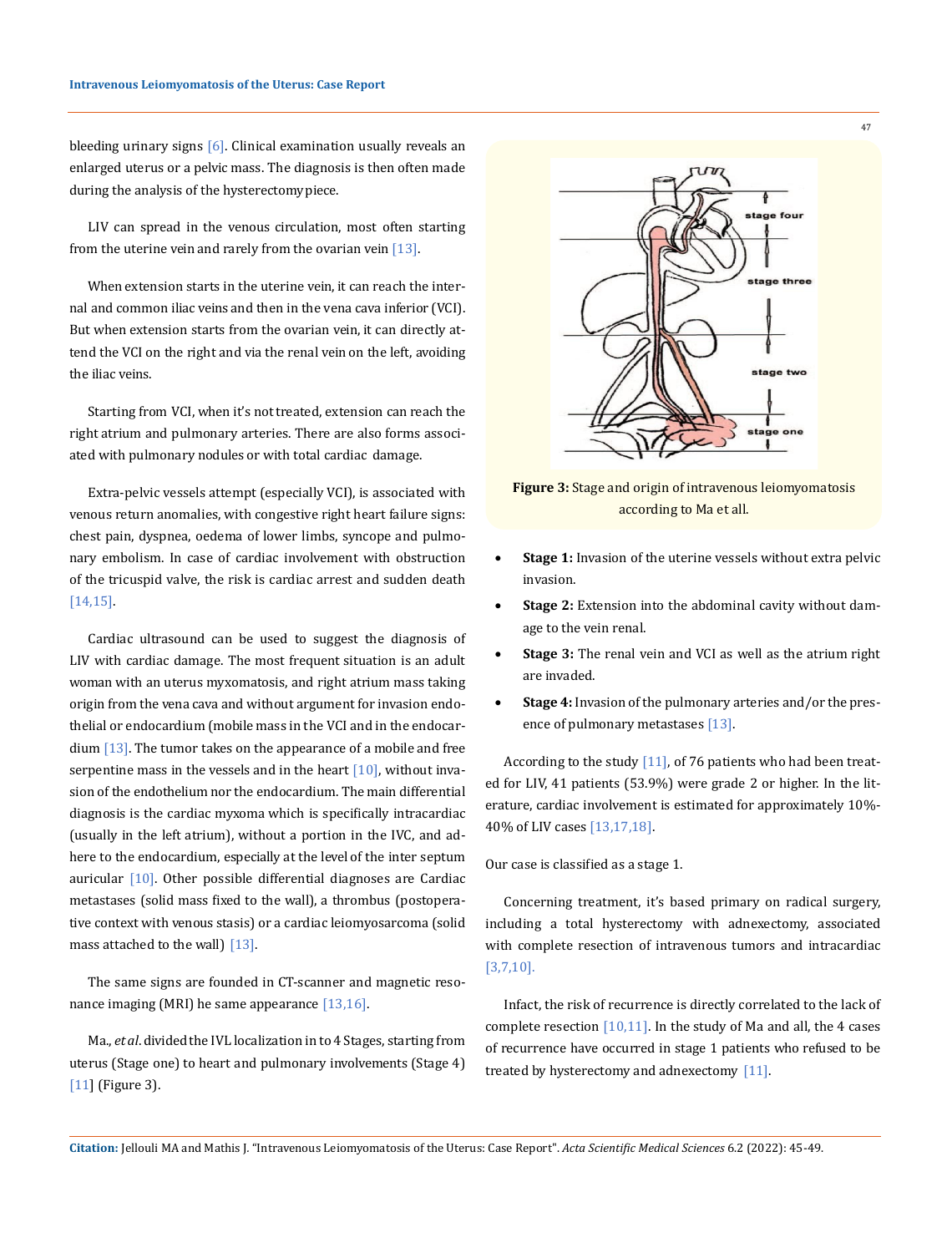bleeding urinary signs [6]. Clinical examination usually reveals an enlarged uterus or a pelvic mass. The diagnosis is then often made during the analysis of the hysterectomy piece.

LIV can spread in the venous circulation, most often starting from the uterine vein and rarely from the ovarian vein [13].

When extension starts in the uterine vein, it can reach the internal and common iliac veins and then in the vena cava inferior (VCI). But when extension starts from the ovarian vein, it can directly attend the VCI on the right and via the renal vein on the left, avoiding the iliac veins.

Starting from VCI, when it's not treated, extension can reach the right atrium and pulmonary arteries. There are also forms associated with pulmonary nodules or with total cardiac damage.

Extra-pelvic vessels attempt (especially VCI), is associated with venous return anomalies, with congestive right heart failure signs: chest pain, dyspnea, oedema of lower limbs, syncope and pulmonary embolism. In case of cardiac involvement with obstruction of the tricuspid valve, the risk is cardiac arrest and sudden death [14,15].

Cardiac ultrasound can be used to suggest the diagnosis of LIV with cardiac damage. The most frequent situation is an adult woman with an uterus myxomatosis, and right atrium mass taking origin from the vena cava and without argument for invasion endothelial or endocardium (mobile mass in the VCI and in the endocardium [13]. The tumor takes on the appearance of a mobile and free serpentine mass in the vessels and in the heart [10], without invasion of the endothelium nor the endocardium. The main differential diagnosis is the cardiac myxoma which is specifically intracardiac (usually in the left atrium), without a portion in the IVC, and adhere to the endocardium, especially at the level of the inter septum auricular [10]. Other possible differential diagnoses are Cardiac metastases (solid mass fixed to the wall), a thrombus (postoperative context with venous stasis) or a cardiac leiomyosarcoma (solid mass attached to the wall) [13].

The same signs are founded in CT-scanner and magnetic resonance imaging (MRI) he same appearance [13,16].

Ma., *et al.* divided the IVL localization in to 4 Stages, starting from uterus (Stage one) to heart and pulmonary involvements (Stage 4) [11] (Figure 3).

**Figure 3:** Stage and origin of intravenous leiomyomatosis according to Ma et all.

- **Stage 1:** Invasion of the uterine vessels without extra pelvic invasion.
- **Stage 2:** Extension into the abdominal cavity without damage to the vein renal.
- **Stage 3:** The renal vein and VCI as well as the atrium right are invaded.
- **Stage 4:** Invasion of the pulmonary arteries and/or the presence of pulmonary metastases [13].

According to the study [11], of 76 patients who had been treated for LIV, 41 patients (53.9%) were grade 2 or higher. In the literature, cardiac involvement is estimated for approximately 10%-40% of LIV cases [13,17,18].

Our case is classified as a stage 1.

Concerning treatment, it's based primary on radical surgery, including a total hysterectomy with adnexectomy, associated with complete resection of intravenous tumors and intracardiac [3,7,10].

Infact, the risk of recurrence is directly correlated to the lack of complete resection [10,11]. In the study of Ma and all, the 4 cases of recurrence have occurred in stage 1 patients who refused to be treated by hysterectomy and adnexectomy [11].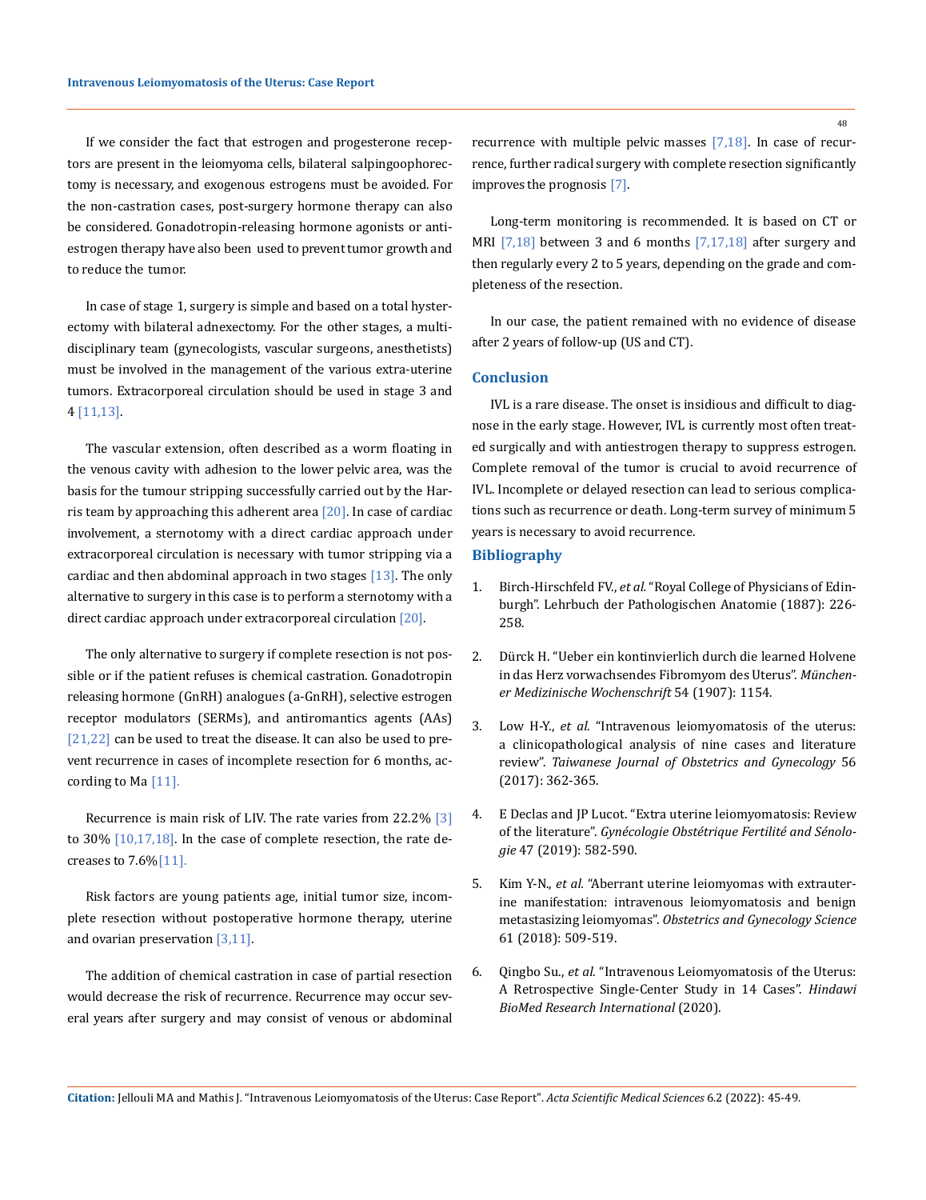If we consider the fact that estrogen and progesterone receptors are present in the leiomyoma cells, bilateral salpingoophorectomy is necessary, and exogenous estrogens must be avoided. For the non-castration cases, post-surgery hormone therapy can also be considered. Gonadotropin-releasing hormone agonists or antiestrogen therapy have also been used to prevent tumor growth and to reduce the tumor.

In case of stage 1, surgery is simple and based on a total hysterectomy with bilateral adnexectomy. For the other stages, a multidisciplinary team (gynecologists, vascular surgeons, anesthetists) must be involved in the management of the various extra-uterine tumors. Extracorporeal circulation should be used in stage 3 and 4 [11,13].

The vascular extension, often described as a worm floating in the venous cavity with adhesion to the lower pelvic area, was the basis for the tumour stripping successfully carried out by the Harris team by approaching this adherent area [20]. In case of cardiac involvement, a sternotomy with a direct cardiac approach under extracorporeal circulation is necessary with tumor stripping via a cardiac and then abdominal approach in two stages [13]. The only alternative to surgery in this case is to perform a sternotomy with a direct cardiac approach under extracorporeal circulation [20].

The only alternative to surgery if complete resection is not possible or if the patient refuses is chemical castration. Gonadotropin releasing hormone (GnRH) analogues (a-GnRH), selective estrogen receptor modulators (SERMs), and antiromantics agents (AAs) [21,22] can be used to treat the disease. It can also be used to prevent recurrence in cases of incomplete resection for 6 months, according to Ma [11].

Recurrence is main risk of LIV. The rate varies from 22.2% [3] to 30% [10,17,18]. In the case of complete resection, the rate decreases to 7.6%[11].

Risk factors are young patients age, initial tumor size, incomplete resection without postoperative hormone therapy, uterine and ovarian preservation [3,11].

The addition of chemical castration in case of partial resection would decrease the risk of recurrence. Recurrence may occur several years after surgery and may consist of venous or abdominal recurrence with multiple pelvic masses [7,18]. In case of recurrence, further radical surgery with complete resection significantly improves the prognosis [7].

Long-term monitoring is recommended. It is based on CT or MRI [7,18] between 3 and 6 months [7,17,18] after surgery and then regularly every 2 to 5 years, depending on the grade and completeness of the resection.

In our case, the patient remained with no evidence of disease after 2 years of follow-up (US and CT).

## Conclusion

IVL is a rare disease. The onset is insidious and difficult to diagnose in the early stage. However, IVL is currently most often treated surgically and with antiestrogen therapy to suppress estrogen. Complete removal of the tumor is crucial to avoid recurrence of IVL. Incomplete or delayed resection can lead to serious complications such as recurrence or death. Long-term survey of minimum 5 years is necessary to avoid recurrence.

## Bibliography

1. Birch-Hirschfeld FV., *et al.* "Royal College of Physicians of Edinburgh". Lehrbuch der Pathologischen Anatomie (1887): 226-258.
2. Dürck H. "Ueber ein kontinvierlich durch die learned Holvene in das Herz vorwachsendes Fibromyom des Uterus". *Münchener Medizinische Wochenschrift* 54 (1907): 1154.
3. Low H-Y., *et al.* "Intravenous leiomyomatosis of the uterus: a clinicopathological analysis of nine cases and literature review". *Taiwanese Journal of Obstetrics and Gynecology* 56 (2017): 362-365.
4. E Declas and JP Lucot. "Extra uterine leiomyomatosis: Review of the literature". *Gynécologie Obstétrique Fertilité and Sénologie* 47 (2019): 582-590.
5. Kim Y-N., *et al.* "Aberrant uterine leiomyomas with extrauterine manifestation: intravenous leiomyomatosis and benign metastasizing leiomyomas". *Obstetrics and Gynecology Science* 61 (2018): 509-519.
6. Qingbo Su., *et al.* "Intravenous Leiomyomatosis of the Uterus: A Retrospective Single-Center Study in 14 Cases". *Hindawi BioMed Research International* (2020).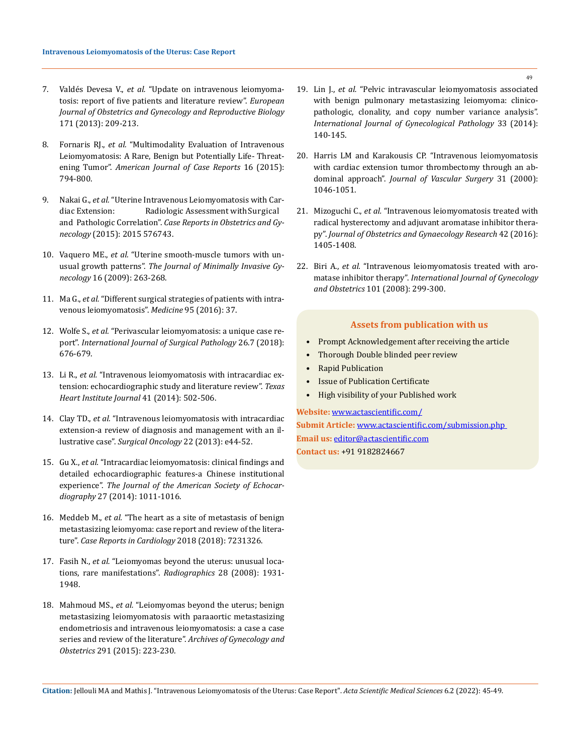7. Valdés Devesa V., *et al.* "Update on intravenous leiomyomatosis: report of five patients and literature review". *European Journal of Obstetrics and Gynecology and Reproductive Biology* 171 (2013): 209-213.

8. Fornaris RJ., *et al.* "Multimodality Evaluation of Intravenous Leiomyomatosis: A Rare, Benign but Potentially Life- Threatening Tumor". *American Journal of Case Reports* 16 (2015): 794-800.

9. Nakai G., *et al.* "Uterine Intravenous Leiomyomatosis with Cardiac Extension: Radiologic Assessment with Surgical and Pathologic Correlation". *Case Reports in Obstetrics and Gynecology* (2015): 2015 576743.

10. Vaquero ME., *et al.* "Uterine smooth-muscle tumors with unusual growth patterns". *The Journal of Minimally Invasive Gynecology* 16 (2009): 263-268.

11. Ma G., *et al.* "Different surgical strategies of patients with intravenous leiomyomatosis". *Medicine* 95 (2016): 37.

12. Wolfe S., *et al.* "Perivascular leiomyomatosis: a unique case report". *International Journal of Surgical Pathology* 26.7 (2018): 676-679.

13. Li R., *et al.* "Intravenous leiomyomatosis with intracardiac extension: echocardiographic study and literature review". *Texas Heart Institute Journal* 41 (2014): 502-506.

14. Clay TD., *et al.* "Intravenous leiomyomatosis with intracardiac extension-a review of diagnosis and management with an illustrative case". *Surgical Oncology* 22 (2013): e44-52.

15. Gu X., *et al.* "Intracardiac leiomyomatosis: clinical findings and detailed echocardiographic features-a Chinese institutional experience". *The Journal of the American Society of Echocardiography* 27 (2014): 1011-1016.

16. Meddeb M., *et al.* "The heart as a site of metastasis of benign metastasizing leiomyoma: case report and review of the literature". *Case Reports in Cardiology* 2018 (2018): 7231326.

17. Fasih N., *et al.* "Leiomyomas beyond the uterus: unusual locations, rare manifestations". *Radiographics* 28 (2008): 1931-1948.

18. Mahmoud MS., *et al.* "Leiomyomas beyond the uterus; benign metastasizing leiomyomatosis with paraaortic metastasizing endometriosis and intravenous leiomyomatosis: a case a case series and review of the literature". *Archives of Gynecology and Obstetrics* 291 (2015): 223-230.

19. Lin J., *et al.* "Pelvic intravascular leiomyomatosis associated with benign pulmonary metastasizing leiomyoma: clinicopathologic, clonality, and copy number variance analysis". *International Journal of Gynecological Pathology* 33 (2014): 140-145.

20. Harris LM and Karakousis CP. "Intravenous leiomyomatosis with cardiac extension tumor thrombectomy through an abdominal approach". *Journal of Vascular Surgery* 31 (2000): 1046-1051.

21. Mizoguchi C., *et al.* "Intravenous leiomyomatosis treated with radical hysterectomy and adjuvant aromatase inhibitor therapy". *Journal of Obstetrics and Gynaecology Research* 42 (2016): 1405-1408.

22. Biri A., *et al.* "Intravenous leiomyomatosis treated with aromatase inhibitor therapy". *International Journal of Gynecology and Obstetrics* 101 (2008): 299-300.

**Assets from publication with us**

- Prompt Acknowledgement after receiving the article
- Thorough Double blinded peer review
- Rapid Publication
- Issue of Publication Certificate
- High visibility of your Published work

**Website:** www.actascientific.com/
**Submit Article:** www.actascientific.com/submission.php
**Email us:** editor@actascientific.com
**Contact us:** +91 9182824667